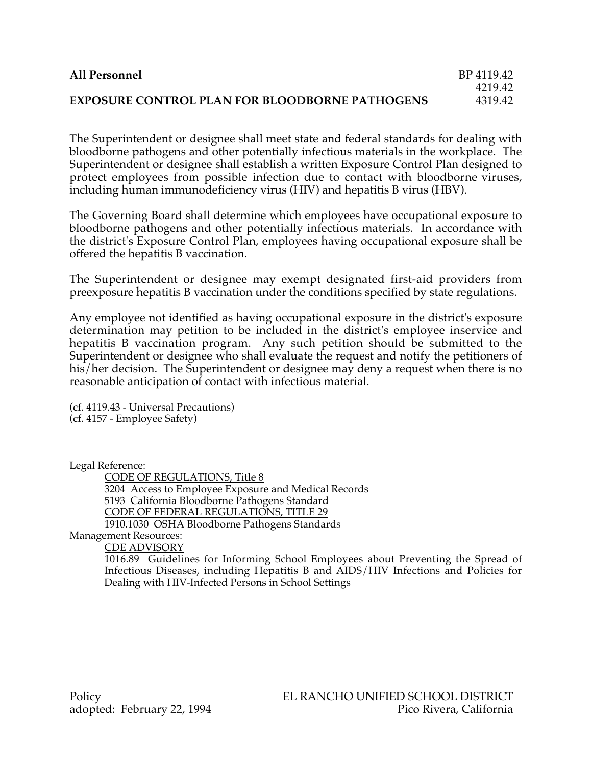**All Personnel** BP 4119.42
4219.42
4319.42

## EXPOSURE CONTROL PLAN FOR BLOODBORNE PATHOGENS

The Superintendent or designee shall meet state and federal standards for dealing with bloodborne pathogens and other potentially infectious materials in the workplace. The Superintendent or designee shall establish a written Exposure Control Plan designed to protect employees from possible infection due to contact with bloodborne viruses, including human immunodeficiency virus (HIV) and hepatitis B virus (HBV).

The Governing Board shall determine which employees have occupational exposure to bloodborne pathogens and other potentially infectious materials. In accordance with the district's Exposure Control Plan, employees having occupational exposure shall be offered the hepatitis B vaccination.

The Superintendent or designee may exempt designated first-aid providers from preexposure hepatitis B vaccination under the conditions specified by state regulations.

Any employee not identified as having occupational exposure in the district's exposure determination may petition to be included in the district's employee inservice and hepatitis B vaccination program. Any such petition should be submitted to the Superintendent or designee who shall evaluate the request and notify the petitioners of his/her decision. The Superintendent or designee may deny a request when there is no reasonable anticipation of contact with infectious material.

(cf. 4119.43 - Universal Precautions)
(cf. 4157 - Employee Safety)

Legal Reference:

CODE OF REGULATIONS, Title 8
3204 Access to Employee Exposure and Medical Records
5193 California Bloodborne Pathogens Standard
CODE OF FEDERAL REGULATIONS, TITLE 29
1910.1030 OSHA Bloodborne Pathogens Standards

Management Resources:

CDE ADVISORY
1016.89 Guidelines for Informing School Employees about Preventing the Spread of Infectious Diseases, including Hepatitis B and AIDS/HIV Infections and Policies for Dealing with HIV-Infected Persons in School Settings

Policy
adopted: February 22, 1994

EL RANCHO UNIFIED SCHOOL DISTRICT
Pico Rivera, California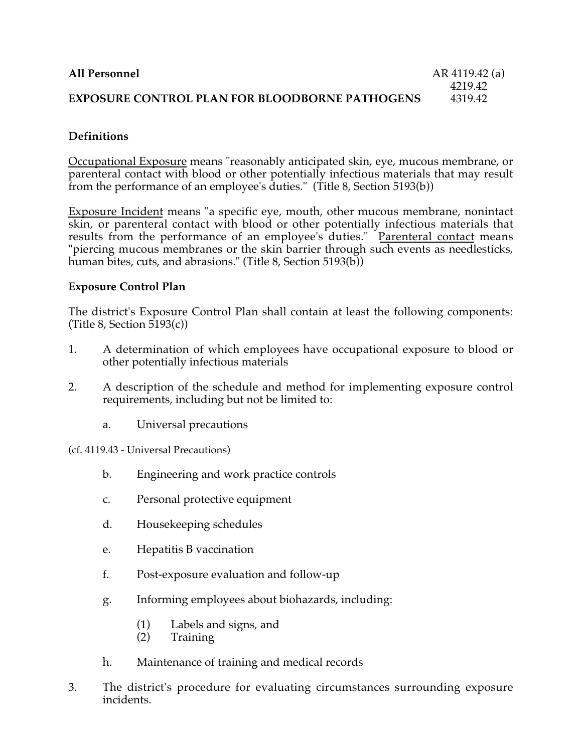**All Personnel**

**EXPOSURE CONTROL PLAN FOR BLOODBORNE PATHOGENS**

AR 4119.42 (a)
4219.42
4319.42

## Definitions

Occupational Exposure means "reasonably anticipated skin, eye, mucous membrane, or parenteral contact with blood or other potentially infectious materials that may result from the performance of an employee's duties." (Title 8, Section 5193(b))

Exposure Incident means "a specific eye, mouth, other mucous membrane, nonintact skin, or parenteral contact with blood or other potentially infectious materials that results from the performance of an employee's duties." Parenteral contact means "piercing mucous membranes or the skin barrier through such events as needlesticks, human bites, cuts, and abrasions." (Title 8, Section 5193(b))

## Exposure Control Plan

The district's Exposure Control Plan shall contain at least the following components: (Title 8, Section 5193(c))

1. A determination of which employees have occupational exposure to blood or other potentially infectious materials

2. A description of the schedule and method for implementing exposure control requirements, including but not be limited to:

   a. Universal precautions

(cf. 4119.43 - Universal Precautions)

   b. Engineering and work practice controls

   c. Personal protective equipment

   d. Housekeeping schedules

   e. Hepatitis B vaccination

   f. Post-exposure evaluation and follow-up

   g. Informing employees about biohazards, including:

      (1) Labels and signs, and
      (2) Training

   h. Maintenance of training and medical records

3. The district's procedure for evaluating circumstances surrounding exposure incidents.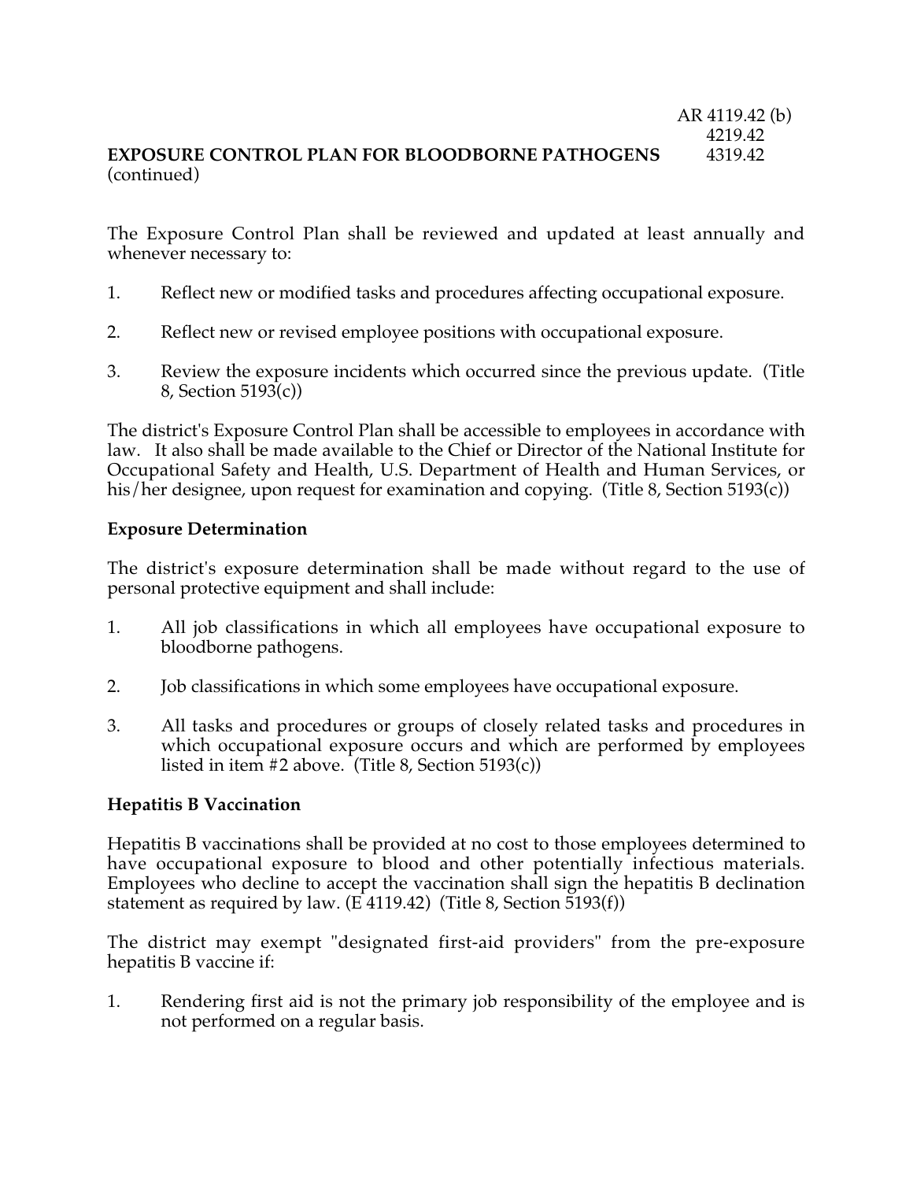The Exposure Control Plan shall be reviewed and updated at least annually and whenever necessary to:

1. Reflect new or modified tasks and procedures affecting occupational exposure.

2. Reflect new or revised employee positions with occupational exposure.

3. Review the exposure incidents which occurred since the previous update. (Title 8, Section 5193(c))

The district's Exposure Control Plan shall be accessible to employees in accordance with law. It also shall be made available to the Chief or Director of the National Institute for Occupational Safety and Health, U.S. Department of Health and Human Services, or his/her designee, upon request for examination and copying. (Title 8, Section 5193(c))

**Exposure Determination**

The district's exposure determination shall be made without regard to the use of personal protective equipment and shall include:

1. All job classifications in which all employees have occupational exposure to bloodborne pathogens.

2. Job classifications in which some employees have occupational exposure.

3. All tasks and procedures or groups of closely related tasks and procedures in which occupational exposure occurs and which are performed by employees listed in item #2 above. (Title 8, Section 5193(c))

**Hepatitis B Vaccination**

Hepatitis B vaccinations shall be provided at no cost to those employees determined to have occupational exposure to blood and other potentially infectious materials. Employees who decline to accept the vaccination shall sign the hepatitis B declination statement as required by law. (E 4119.42) (Title 8, Section 5193(f))

The district may exempt "designated first-aid providers" from the pre-exposure hepatitis B vaccine if:

1. Rendering first aid is not the primary job responsibility of the employee and is not performed on a regular basis.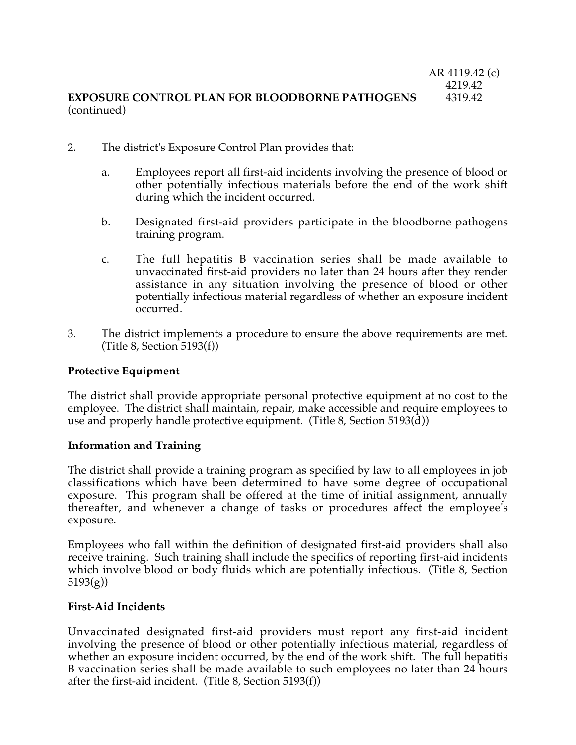2. The district's Exposure Control Plan provides that:

   a. Employees report all first-aid incidents involving the presence of blood or other potentially infectious materials before the end of the work shift during which the incident occurred.

   b. Designated first-aid providers participate in the bloodborne pathogens training program.

   c. The full hepatitis B vaccination series shall be made available to unvaccinated first-aid providers no later than 24 hours after they render assistance in any situation involving the presence of blood or other potentially infectious material regardless of whether an exposure incident occurred.

3. The district implements a procedure to ensure the above requirements are met. (Title 8, Section 5193(f))

**Protective Equipment**

The district shall provide appropriate personal protective equipment at no cost to the employee. The district shall maintain, repair, make accessible and require employees to use and properly handle protective equipment. (Title 8, Section 5193(d))

**Information and Training**

The district shall provide a training program as specified by law to all employees in job classifications which have been determined to have some degree of occupational exposure. This program shall be offered at the time of initial assignment, annually thereafter, and whenever a change of tasks or procedures affect the employee's exposure.

Employees who fall within the definition of designated first-aid providers shall also receive training. Such training shall include the specifics of reporting first-aid incidents which involve blood or body fluids which are potentially infectious. (Title 8, Section 5193(g))

**First-Aid Incidents**

Unvaccinated designated first-aid providers must report any first-aid incident involving the presence of blood or other potentially infectious material, regardless of whether an exposure incident occurred, by the end of the work shift. The full hepatitis B vaccination series shall be made available to such employees no later than 24 hours after the first-aid incident. (Title 8, Section 5193(f))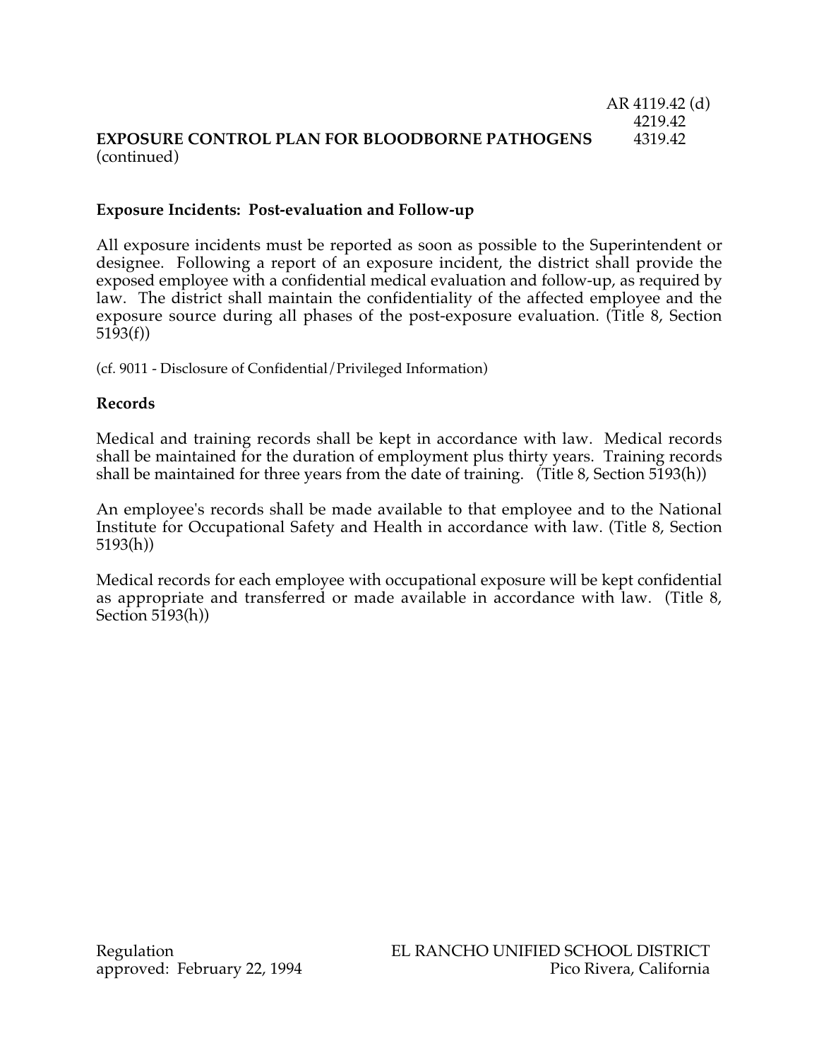### Exposure Incidents: Post-evaluation and Follow-up

All exposure incidents must be reported as soon as possible to the Superintendent or designee. Following a report of an exposure incident, the district shall provide the exposed employee with a confidential medical evaluation and follow-up, as required by law. The district shall maintain the confidentiality of the affected employee and the exposure source during all phases of the post-exposure evaluation. (Title 8, Section 5193(f))

(cf. 9011 - Disclosure of Confidential/Privileged Information)

### Records

Medical and training records shall be kept in accordance with law. Medical records shall be maintained for the duration of employment plus thirty years. Training records shall be maintained for three years from the date of training. (Title 8, Section 5193(h))

An employee's records shall be made available to that employee and to the National Institute for Occupational Safety and Health in accordance with law. (Title 8, Section 5193(h))

Medical records for each employee with occupational exposure will be kept confidential as appropriate and transferred or made available in accordance with law. (Title 8, Section 5193(h))

Regulation
approved: February 22, 1994

EL RANCHO UNIFIED SCHOOL DISTRICT
Pico Rivera, California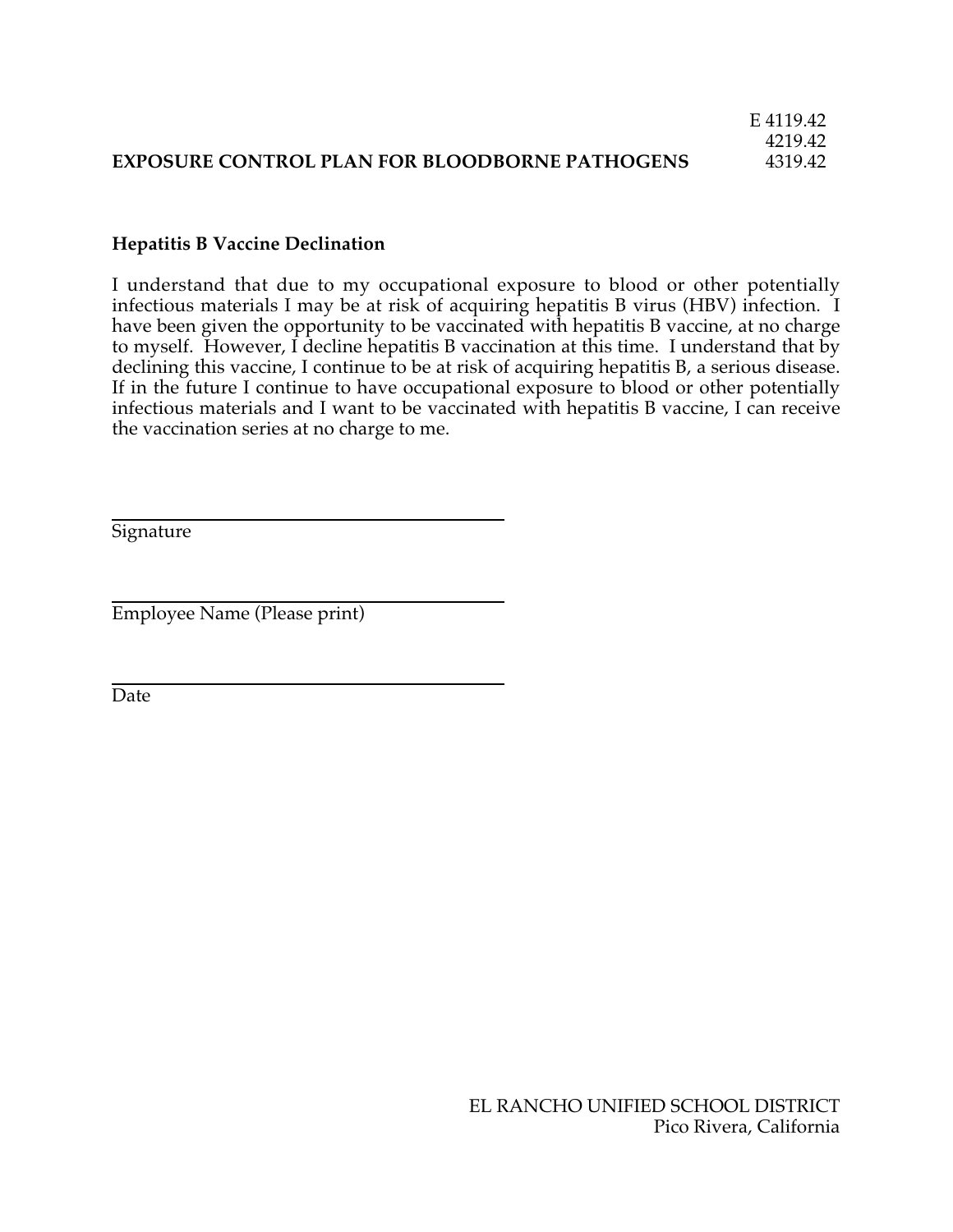E 4119.42
4219.42
4319.42

# EXPOSURE CONTROL PLAN FOR BLOODBORNE PATHOGENS

## Hepatitis B Vaccine Declination

I understand that due to my occupational exposure to blood or other potentially infectious materials I may be at risk of acquiring hepatitis B virus (HBV) infection. I have been given the opportunity to be vaccinated with hepatitis B vaccine, at no charge to myself. However, I decline hepatitis B vaccination at this time. I understand that by declining this vaccine, I continue to be at risk of acquiring hepatitis B, a serious disease. If in the future I continue to have occupational exposure to blood or other potentially infectious materials and I want to be vaccinated with hepatitis B vaccine, I can receive the vaccination series at no charge to me.

\_\_\_\_\_\_\_\_\_\_\_\_\_\_\_\_\_\_\_\_\_\_\_\_\_\_\_\_\_\_\_\_\_\_\_\_\_\_\_\_
Signature

\_\_\_\_\_\_\_\_\_\_\_\_\_\_\_\_\_\_\_\_\_\_\_\_\_\_\_\_\_\_\_\_\_\_\_\_\_\_\_\_
Employee Name (Please print)

\_\_\_\_\_\_\_\_\_\_\_\_\_\_\_\_\_\_\_\_\_\_\_\_\_\_\_\_\_\_\_\_\_\_\_\_\_\_\_\_
Date

EL RANCHO UNIFIED SCHOOL DISTRICT
Pico Rivera, California